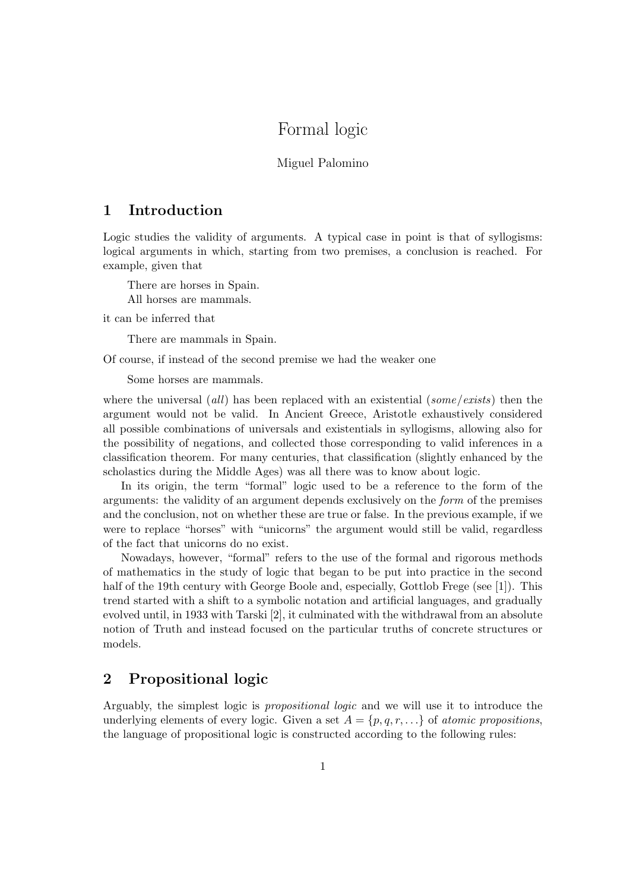# Formal logic

Miguel Palomino

## 1 Introduction

Logic studies the validity of arguments. A typical case in point is that of syllogisms: logical arguments in which, starting from two premises, a conclusion is reached. For example, given that

> There are horses in Spain.
> All horses are mammals.

it can be inferred that

> There are mammals in Spain.

Of course, if instead of the second premise we had the weaker one

> Some horses are mammals.

where the universal (*all*) has been replaced with an existential (*some*/*exists*) then the argument would not be valid. In Ancient Greece, Aristotle exhaustively considered all possible combinations of universals and existentials in syllogisms, allowing also for the possibility of negations, and collected those corresponding to valid inferences in a classification theorem. For many centuries, that classification (slightly enhanced by the scholastics during the Middle Ages) was all there was to know about logic.

In its origin, the term "formal" logic used to be a reference to the form of the arguments: the validity of an argument depends exclusively on the *form* of the premises and the conclusion, not on whether these are true or false. In the previous example, if we were to replace "horses" with "unicorns" the argument would still be valid, regardless of the fact that unicorns do no exist.

Nowadays, however, "formal" refers to the use of the formal and rigorous methods of mathematics in the study of logic that began to be put into practice in the second half of the 19th century with George Boole and, especially, Gottlob Frege (see [1]). This trend started with a shift to a symbolic notation and artificial languages, and gradually evolved until, in 1933 with Tarski [2], it culminated with the withdrawal from an absolute notion of Truth and instead focused on the particular truths of concrete structures or models.

## 2 Propositional logic

Arguably, the simplest logic is *propositional logic* and we will use it to introduce the underlying elements of every logic. Given a set $A = \{p, q, r, \ldots\}$ of *atomic propositions*, the language of propositional logic is constructed according to the following rules: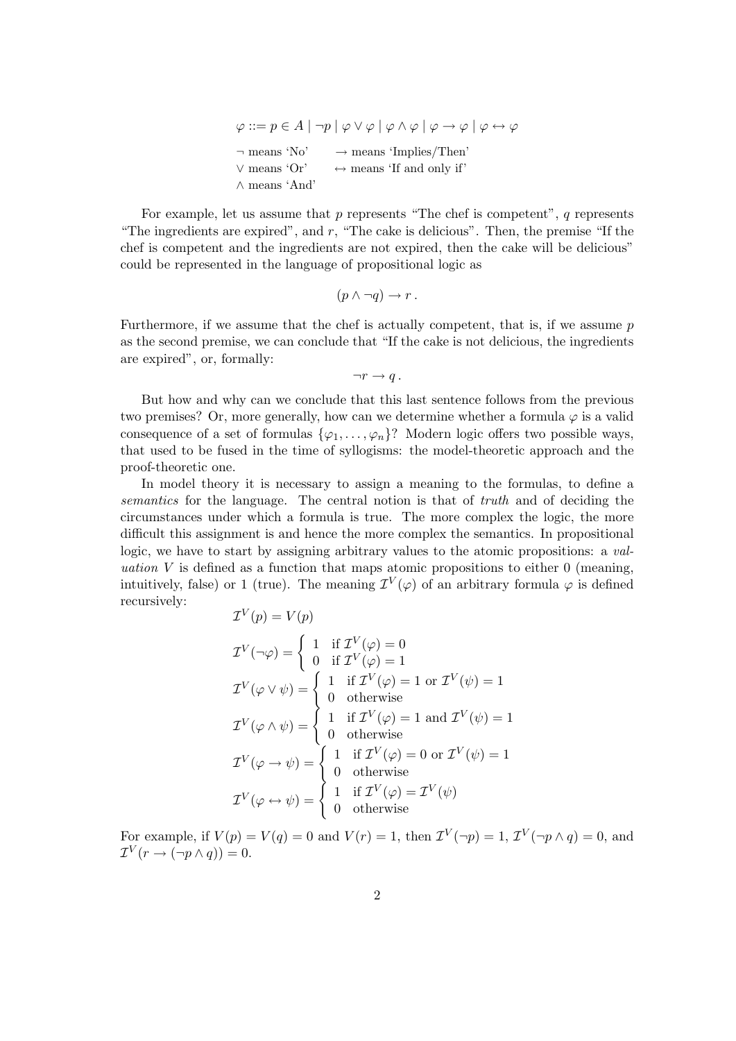$$\varphi ::= p \in A \mid \neg p \mid \varphi \vee \varphi \mid \varphi \wedge \varphi \mid \varphi \rightarrow \varphi \mid \varphi \leftrightarrow \varphi$$

$\neg$ means 'No' $\quad\rightarrow$ means 'Implies/Then'
$\vee$ means 'Or' $\quad\leftrightarrow$ means 'If and only if'
$\wedge$ means 'And'

For example, let us assume that $p$ represents "The chef is competent", $q$ represents "The ingredients are expired", and $r$, "The cake is delicious". Then, the premise "If the chef is competent and the ingredients are not expired, then the cake will be delicious" could be represented in the language of propositional logic as

$$(p \wedge \neg q) \rightarrow r\,.$$

Furthermore, if we assume that the chef is actually competent, that is, if we assume $p$ as the second premise, we can conclude that "If the cake is not delicious, the ingredients are expired", or, formally:

$$\neg r \rightarrow q\,.$$

But how and why can we conclude that this last sentence follows from the previous two premises? Or, more generally, how can we determine whether a formula $\varphi$ is a valid consequence of a set of formulas $\{\varphi_1, \ldots, \varphi_n\}$? Modern logic offers two possible ways, that used to be fused in the time of syllogisms: the model-theoretic approach and the proof-theoretic one.

In model theory it is necessary to assign a meaning to the formulas, to define a *semantics* for the language. The central notion is that of *truth* and of deciding the circumstances under which a formula is true. The more complex the logic, the more difficult this assignment is and hence the more complex the semantics. In propositional logic, we have to start by assigning arbitrary values to the atomic propositions: a *valuation* $V$ is defined as a function that maps atomic propositions to either 0 (meaning, intuitively, false) or 1 (true). The meaning $\mathcal{I}^V(\varphi)$ of an arbitrary formula $\varphi$ is defined recursively:

$$\mathcal{I}^V(p) = V(p)$$

$$\mathcal{I}^V(\neg\varphi) = \begin{cases} 1 & \text{if } \mathcal{I}^V(\varphi) = 0 \\ 0 & \text{if } \mathcal{I}^V(\varphi) = 1 \end{cases}$$

$$\mathcal{I}^V(\varphi \vee \psi) = \begin{cases} 1 & \text{if } \mathcal{I}^V(\varphi) = 1 \text{ or } \mathcal{I}^V(\psi) = 1 \\ 0 & \text{otherwise} \end{cases}$$

$$\mathcal{I}^V(\varphi \wedge \psi) = \begin{cases} 1 & \text{if } \mathcal{I}^V(\varphi) = 1 \text{ and } \mathcal{I}^V(\psi) = 1 \\ 0 & \text{otherwise} \end{cases}$$

$$\mathcal{I}^V(\varphi \rightarrow \psi) = \begin{cases} 1 & \text{if } \mathcal{I}^V(\varphi) = 0 \text{ or } \mathcal{I}^V(\psi) = 1 \\ 0 & \text{otherwise} \end{cases}$$

$$\mathcal{I}^V(\varphi \leftrightarrow \psi) = \begin{cases} 1 & \text{if } \mathcal{I}^V(\varphi) = \mathcal{I}^V(\psi) \\ 0 & \text{otherwise} \end{cases}$$

For example, if $V(p) = V(q) = 0$ and $V(r) = 1$, then $\mathcal{I}^V(\neg p) = 1$, $\mathcal{I}^V(\neg p \wedge q) = 0$, and $\mathcal{I}^V(r \rightarrow (\neg p \wedge q)) = 0$.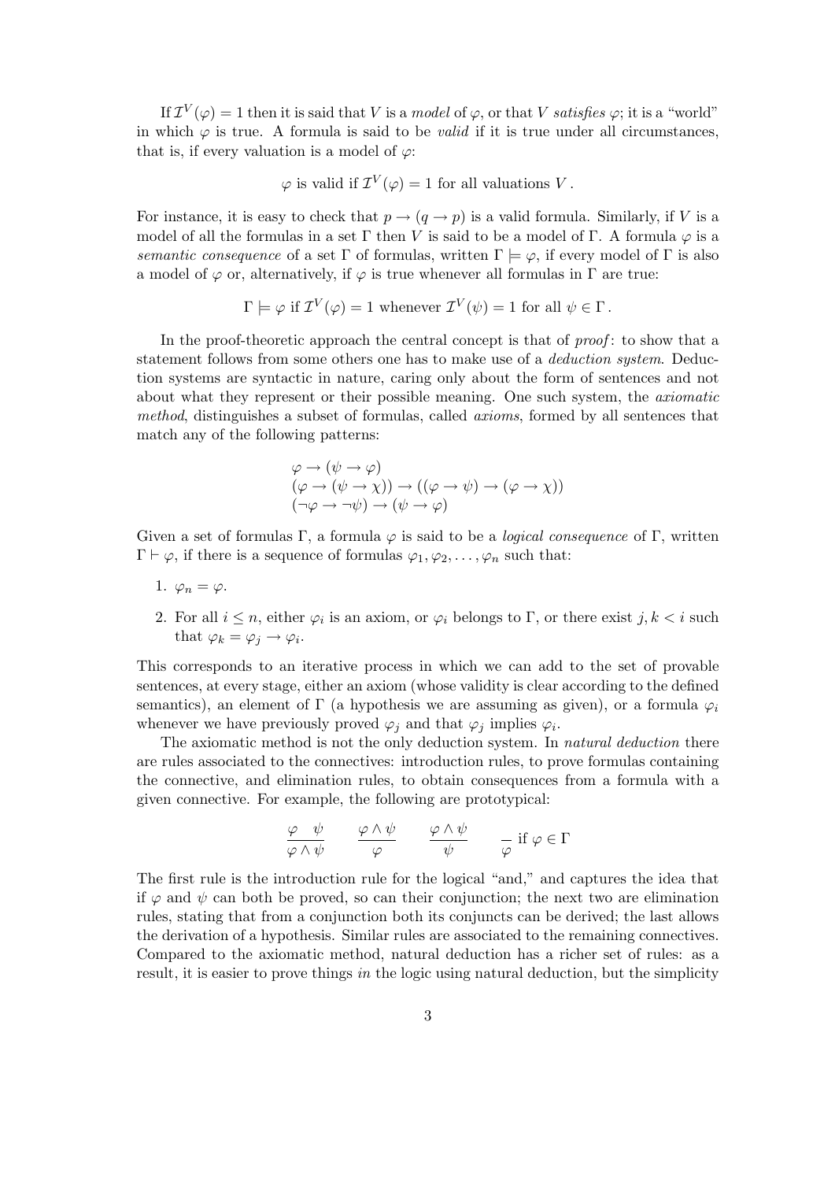If $\mathcal{I}^V(\varphi) = 1$ then it is said that $V$ is a *model* of $\varphi$, or that $V$ *satisfies* $\varphi$; it is a "world" in which $\varphi$ is true. A formula is said to be *valid* if it is true under all circumstances, that is, if every valuation is a model of $\varphi$:

$$\varphi \text{ is valid if } \mathcal{I}^V(\varphi) = 1 \text{ for all valuations } V\,.$$

For instance, it is easy to check that $p \to (q \to p)$ is a valid formula. Similarly, if $V$ is a model of all the formulas in a set $\Gamma$ then $V$ is said to be a model of $\Gamma$. A formula $\varphi$ is a *semantic consequence* of a set $\Gamma$ of formulas, written $\Gamma \models \varphi$, if every model of $\Gamma$ is also a model of $\varphi$ or, alternatively, if $\varphi$ is true whenever all formulas in $\Gamma$ are true:

$$\Gamma \models \varphi \text{ if } \mathcal{I}^V(\varphi) = 1 \text{ whenever } \mathcal{I}^V(\psi) = 1 \text{ for all } \psi \in \Gamma\,.$$

In the proof-theoretic approach the central concept is that of *proof*: to show that a statement follows from some others one has to make use of a *deduction system*. Deduction systems are syntactic in nature, caring only about the form of sentences and not about what they represent or their possible meaning. One such system, the *axiomatic method*, distinguishes a subset of formulas, called *axioms*, formed by all sentences that match any of the following patterns:

$$\begin{array}{l}
\varphi \to (\psi \to \varphi) \\
(\varphi \to (\psi \to \chi)) \to ((\varphi \to \psi) \to (\varphi \to \chi)) \\
(\neg\varphi \to \neg\psi) \to (\psi \to \varphi)
\end{array}$$

Given a set of formulas $\Gamma$, a formula $\varphi$ is said to be a *logical consequence* of $\Gamma$, written $\Gamma \vdash \varphi$, if there is a sequence of formulas $\varphi_1, \varphi_2, \ldots, \varphi_n$ such that:

1. $\varphi_n = \varphi$.
2. For all $i \leq n$, either $\varphi_i$ is an axiom, or $\varphi_i$ belongs to $\Gamma$, or there exist $j, k < i$ such that $\varphi_k = \varphi_j \to \varphi_i$.

This corresponds to an iterative process in which we can add to the set of provable sentences, at every stage, either an axiom (whose validity is clear according to the defined semantics), an element of $\Gamma$ (a hypothesis we are assuming as given), or a formula $\varphi_i$ whenever we have previously proved $\varphi_j$ and that $\varphi_j$ implies $\varphi_i$.

The axiomatic method is not the only deduction system. In *natural deduction* there are rules associated to the connectives: introduction rules, to prove formulas containing the connective, and elimination rules, to obtain consequences from a formula with a given connective. For example, the following are prototypical:

$$\frac{\varphi \quad \psi}{\varphi \wedge \psi} \qquad \frac{\varphi \wedge \psi}{\varphi} \qquad \frac{\varphi \wedge \psi}{\psi} \qquad \frac{}{\varphi} \text{ if } \varphi \in \Gamma$$

The first rule is the introduction rule for the logical "and," and captures the idea that if $\varphi$ and $\psi$ can both be proved, so can their conjunction; the next two are elimination rules, stating that from a conjunction both its conjuncts can be derived; the last allows the derivation of a hypothesis. Similar rules are associated to the remaining connectives. Compared to the axiomatic method, natural deduction has a richer set of rules: as a result, it is easier to prove things *in* the logic using natural deduction, but the simplicity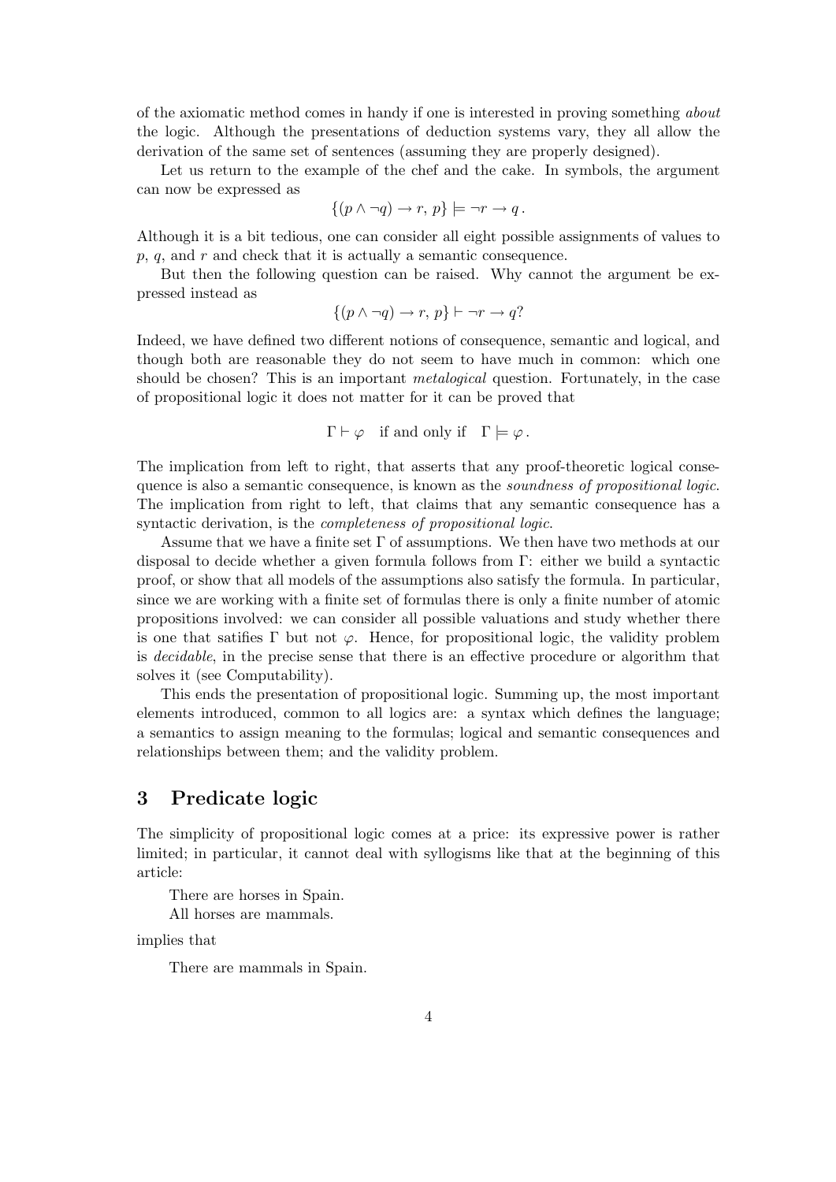of the axiomatic method comes in handy if one is interested in proving something *about* the logic. Although the presentations of deduction systems vary, they all allow the derivation of the same set of sentences (assuming they are properly designed).

Let us return to the example of the chef and the cake. In symbols, the argument can now be expressed as

$$\{(p \wedge \neg q) \rightarrow r,\, p\} \models \neg r \rightarrow q\,.$$

Although it is a bit tedious, one can consider all eight possible assignments of values to $p$, $q$, and $r$ and check that it is actually a semantic consequence.

But then the following question can be raised. Why cannot the argument be expressed instead as

$$\{(p \wedge \neg q) \rightarrow r,\, p\} \vdash \neg r \rightarrow q?$$

Indeed, we have defined two different notions of consequence, semantic and logical, and though both are reasonable they do not seem to have much in common: which one should be chosen? This is an important *metalogical* question. Fortunately, in the case of propositional logic it does not matter for it can be proved that

$$\Gamma \vdash \varphi \quad \text{if and only if} \quad \Gamma \models \varphi\,.$$

The implication from left to right, that asserts that any proof-theoretic logical consequence is also a semantic consequence, is known as the *soundness of propositional logic*. The implication from right to left, that claims that any semantic consequence has a syntactic derivation, is the *completeness of propositional logic*.

Assume that we have a finite set $\Gamma$ of assumptions. We then have two methods at our disposal to decide whether a given formula follows from $\Gamma$: either we build a syntactic proof, or show that all models of the assumptions also satisfy the formula. In particular, since we are working with a finite set of formulas there is only a finite number of atomic propositions involved: we can consider all possible valuations and study whether there is one that satifies $\Gamma$ but not $\varphi$. Hence, for propositional logic, the validity problem is *decidable*, in the precise sense that there is an effective procedure or algorithm that solves it (see Computability).

This ends the presentation of propositional logic. Summing up, the most important elements introduced, common to all logics are: a syntax which defines the language; a semantics to assign meaning to the formulas; logical and semantic consequences and relationships between them; and the validity problem.

## 3 Predicate logic

The simplicity of propositional logic comes at a price: its expressive power is rather limited; in particular, it cannot deal with syllogisms like that at the beginning of this article:

> There are horses in Spain.
> All horses are mammals.

implies that

> There are mammals in Spain.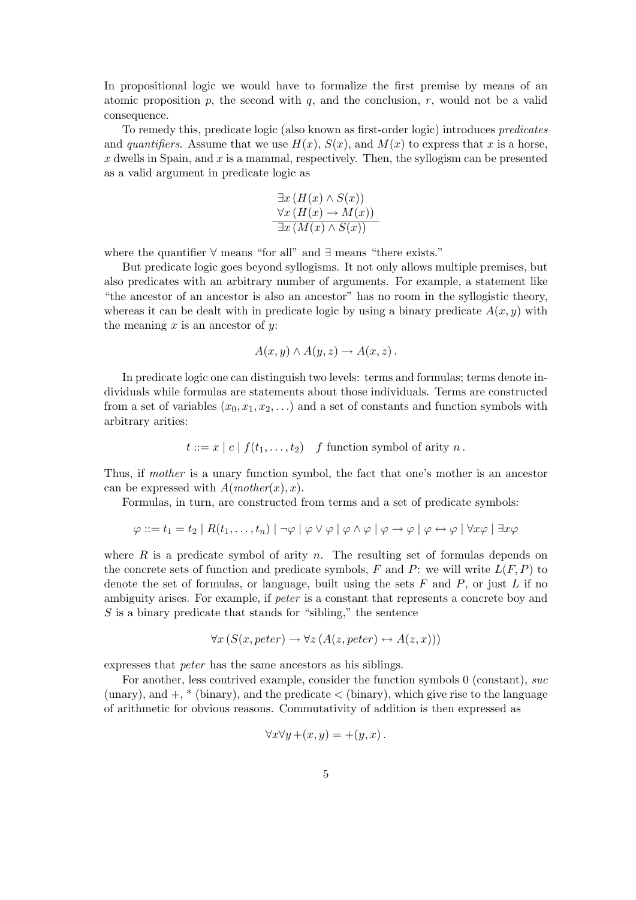In propositional logic we would have to formalize the first premise by means of an atomic proposition $p$, the second with $q$, and the conclusion, $r$, would not be a valid consequence.

To remedy this, predicate logic (also known as first-order logic) introduces *predicates* and *quantifiers*. Assume that we use $H(x)$, $S(x)$, and $M(x)$ to express that $x$ is a horse, $x$ dwells in Spain, and $x$ is a mammal, respectively. Then, the syllogism can be presented as a valid argument in predicate logic as

$$\frac{\begin{array}{c}\exists x\,(H(x) \land S(x)) \\ \forall x\,(H(x) \to M(x))\end{array}}{\exists x\,(M(x) \land S(x))}$$

where the quantifier $\forall$ means "for all" and $\exists$ means "there exists."

But predicate logic goes beyond syllogisms. It not only allows multiple premises, but also predicates with an arbitrary number of arguments. For example, a statement like "the ancestor of an ancestor is also an ancestor" has no room in the syllogistic theory, whereas it can be dealt with in predicate logic by using a binary predicate $A(x, y)$ with the meaning $x$ is an ancestor of $y$:

$$A(x, y) \land A(y, z) \to A(x, z)\,.$$

In predicate logic one can distinguish two levels: terms and formulas; terms denote individuals while formulas are statements about those individuals. Terms are constructed from a set of variables $(x_0, x_1, x_2, \ldots)$ and a set of constants and function symbols with arbitrary arities:

$$t ::= x \mid c \mid f(t_1, \ldots, t_2) \quad f \text{ function symbol of arity } n\,.$$

Thus, if *mother* is a unary function symbol, the fact that one's mother is an ancestor can be expressed with $A(mother(x), x)$.

Formulas, in turn, are constructed from terms and a set of predicate symbols:

$$\varphi ::= t_1 = t_2 \mid R(t_1, \ldots, t_n) \mid \neg\varphi \mid \varphi \lor \varphi \mid \varphi \land \varphi \mid \varphi \to \varphi \mid \varphi \leftrightarrow \varphi \mid \forall x \varphi \mid \exists x \varphi$$

where $R$ is a predicate symbol of arity $n$. The resulting set of formulas depends on the concrete sets of function and predicate symbols, $F$ and $P$: we will write $L(F, P)$ to denote the set of formulas, or language, built using the sets $F$ and $P$, or just $L$ if no ambiguity arises. For example, if *peter* is a constant that represents a concrete boy and $S$ is a binary predicate that stands for "sibling," the sentence

$$\forall x\,(S(x, peter) \to \forall z\,(A(z, peter) \leftrightarrow A(z, x)))$$

expresses that *peter* has the same ancestors as his siblings.

For another, less contrived example, consider the function symbols 0 (constant), *suc* (unary), and +, * (binary), and the predicate < (binary), which give rise to the language of arithmetic for obvious reasons. Commutativity of addition is then expressed as

$$\forall x \forall y\, +(x, y) = +(y, x)\,.$$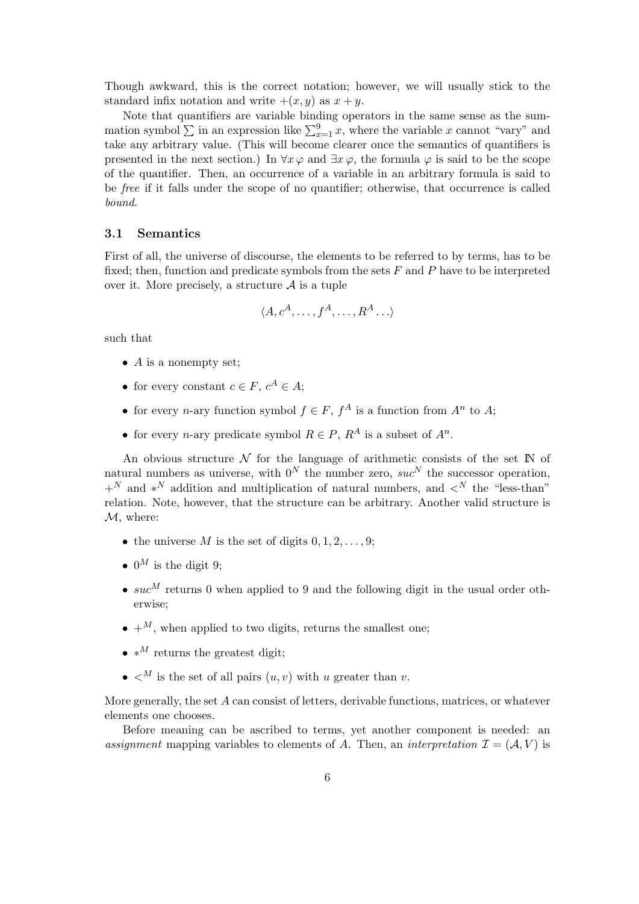Though awkward, this is the correct notation; however, we will usually stick to the standard infix notation and write $+(x, y)$ as $x + y$.

Note that quantifiers are variable binding operators in the same sense as the summation symbol $\sum$ in an expression like $\sum_{x=1}^{9} x$, where the variable $x$ cannot "vary" and take any arbitrary value. (This will become clearer once the semantics of quantifiers is presented in the next section.) In $\forall x\, \varphi$ and $\exists x\, \varphi$, the formula $\varphi$ is said to be the scope of the quantifier. Then, an occurrence of a variable in an arbitrary formula is said to be *free* if it falls under the scope of no quantifier; otherwise, that occurrence is called *bound*.

### 3.1 Semantics

First of all, the universe of discourse, the elements to be referred to by terms, has to be fixed; then, function and predicate symbols from the sets $F$ and $P$ have to be interpreted over it. More precisely, a structure $\mathcal{A}$ is a tuple

$$\langle A, c^A, \ldots, f^A, \ldots, R^A \ldots \rangle$$

such that

- $A$ is a nonempty set;
- for every constant $c \in F$, $c^A \in A$;
- for every $n$-ary function symbol $f \in F$, $f^A$ is a function from $A^n$ to $A$;
- for every $n$-ary predicate symbol $R \in P$, $R^A$ is a subset of $A^n$.

An obvious structure $\mathcal{N}$ for the language of arithmetic consists of the set $\mathbb{N}$ of natural numbers as universe, with $0^N$ the number zero, $suc^N$ the successor operation, $+^N$ and $*^N$ addition and multiplication of natural numbers, and $<^N$ the "less-than" relation. Note, however, that the structure can be arbitrary. Another valid structure is $\mathcal{M}$, where:

- the universe $M$ is the set of digits $0, 1, 2, \ldots, 9$;
- $0^M$ is the digit 9;
- $suc^M$ returns 0 when applied to 9 and the following digit in the usual order otherwise;
- $+^M$, when applied to two digits, returns the smallest one;
- $*^M$ returns the greatest digit;
- $<^M$ is the set of all pairs $(u, v)$ with $u$ greater than $v$.

More generally, the set $A$ can consist of letters, derivable functions, matrices, or whatever elements one chooses.

Before meaning can be ascribed to terms, yet another component is needed: an *assignment* mapping variables to elements of $A$. Then, an *interpretation* $\mathcal{I} = (\mathcal{A}, V)$ is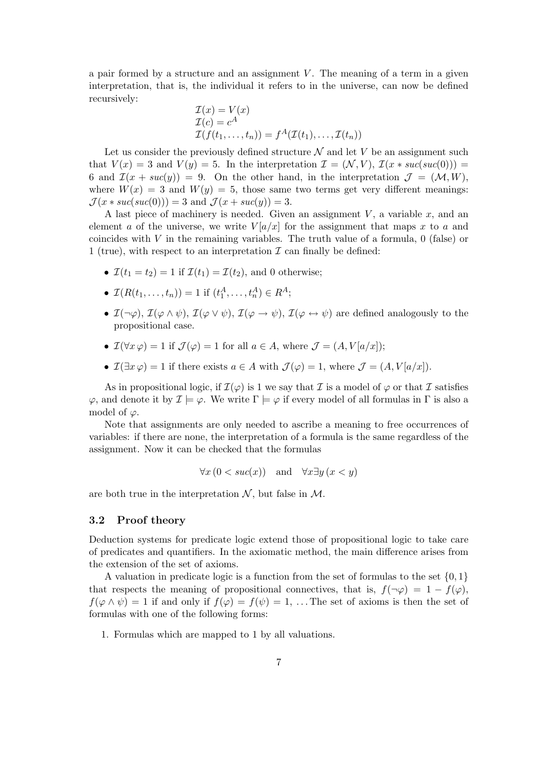a pair formed by a structure and an assignment $V$. The meaning of a term in a given interpretation, that is, the individual it refers to in the universe, can now be defined recursively:

$$\begin{aligned}
&\mathcal{I}(x) = V(x)\\
&\mathcal{I}(c) = c^A\\
&\mathcal{I}(f(t_1,\ldots,t_n)) = f^A(\mathcal{I}(t_1),\ldots,\mathcal{I}(t_n))
\end{aligned}$$

Let us consider the previously defined structure $\mathcal{N}$ and let $V$ be an assignment such that $V(x) = 3$ and $V(y) = 5$. In the interpretation $\mathcal{I} = (\mathcal{N}, V)$, $\mathcal{I}(x * suc(suc(0))) = 6$ and $\mathcal{I}(x + suc(y)) = 9$. On the other hand, in the interpretation $\mathcal{J} = (\mathcal{M}, W)$, where $W(x) = 3$ and $W(y) = 5$, those same two terms get very different meanings: $\mathcal{J}(x * suc(suc(0))) = 3$ and $\mathcal{J}(x + suc(y)) = 3$.

A last piece of machinery is needed. Given an assignment $V$, a variable $x$, and an element $a$ of the universe, we write $V[a/x]$ for the assignment that maps $x$ to $a$ and coincides with $V$ in the remaining variables. The truth value of a formula, 0 (false) or 1 (true), with respect to an interpretation $\mathcal{I}$ can finally be defined:

- $\mathcal{I}(t_1 = t_2) = 1$ if $\mathcal{I}(t_1) = \mathcal{I}(t_2)$, and 0 otherwise;
- $\mathcal{I}(R(t_1,\ldots,t_n)) = 1$ if $(t_1^A,\ldots,t_n^A) \in R^A$;
- $\mathcal{I}(\neg\varphi)$, $\mathcal{I}(\varphi \wedge \psi)$, $\mathcal{I}(\varphi \vee \psi)$, $\mathcal{I}(\varphi \rightarrow \psi)$, $\mathcal{I}(\varphi \leftrightarrow \psi)$ are defined analogously to the propositional case.
- $\mathcal{I}(\forall x\, \varphi) = 1$ if $\mathcal{J}(\varphi) = 1$ for all $a \in A$, where $\mathcal{J} = (A, V[a/x])$;
- $\mathcal{I}(\exists x\, \varphi) = 1$ if there exists $a \in A$ with $\mathcal{J}(\varphi) = 1$, where $\mathcal{J} = (A, V[a/x])$.

As in propositional logic, if $\mathcal{I}(\varphi)$ is 1 we say that $\mathcal{I}$ is a model of $\varphi$ or that $\mathcal{I}$ satisfies $\varphi$, and denote it by $\mathcal{I} \models \varphi$. We write $\Gamma \models \varphi$ if every model of all formulas in $\Gamma$ is also a model of $\varphi$.

Note that assignments are only needed to ascribe a meaning to free occurrences of variables: if there are none, the interpretation of a formula is the same regardless of the assignment. Now it can be checked that the formulas

$$\forall x\,(0 < suc(x)) \quad \text{and} \quad \forall x \exists y\,(x < y)$$

are both true in the interpretation $\mathcal{N}$, but false in $\mathcal{M}$.

### 3.2 Proof theory

Deduction systems for predicate logic extend those of propositional logic to take care of predicates and quantifiers. In the axiomatic method, the main difference arises from the extension of the set of axioms.

A valuation in predicate logic is a function from the set of formulas to the set $\{0, 1\}$ that respects the meaning of propositional connectives, that is, $f(\neg\varphi) = 1 - f(\varphi)$, $f(\varphi \wedge \psi) = 1$ if and only if $f(\varphi) = f(\psi) = 1$, ... The set of axioms is then the set of formulas with one of the following forms:

1. Formulas which are mapped to 1 by all valuations.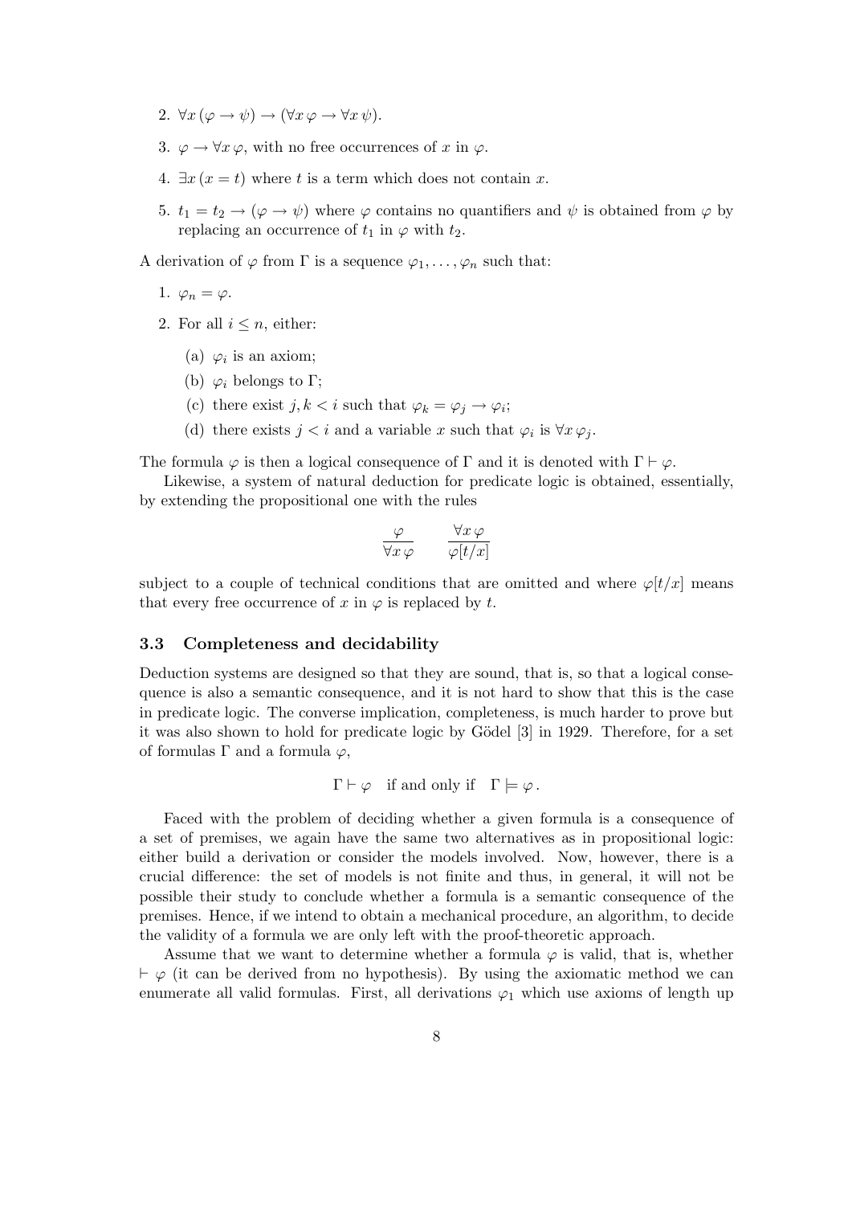2. $\forall x\,(\varphi \to \psi) \to (\forall x\,\varphi \to \forall x\,\psi)$.
3. $\varphi \to \forall x\,\varphi$, with no free occurrences of $x$ in $\varphi$.
4. $\exists x\,(x = t)$ where $t$ is a term which does not contain $x$.
5. $t_1 = t_2 \to (\varphi \to \psi)$ where $\varphi$ contains no quantifiers and $\psi$ is obtained from $\varphi$ by replacing an occurrence of $t_1$ in $\varphi$ with $t_2$.

A derivation of $\varphi$ from $\Gamma$ is a sequence $\varphi_1, \ldots, \varphi_n$ such that:

1. $\varphi_n = \varphi$.
2. For all $i \leq n$, either:
   (a) $\varphi_i$ is an axiom;
   (b) $\varphi_i$ belongs to $\Gamma$;
   (c) there exist $j, k < i$ such that $\varphi_k = \varphi_j \to \varphi_i$;
   (d) there exists $j < i$ and a variable $x$ such that $\varphi_i$ is $\forall x\,\varphi_j$.

The formula $\varphi$ is then a logical consequence of $\Gamma$ and it is denoted with $\Gamma \vdash \varphi$.

Likewise, a system of natural deduction for predicate logic is obtained, essentially, by extending the propositional one with the rules

$$\frac{\varphi}{\forall x\,\varphi} \qquad \frac{\forall x\,\varphi}{\varphi[t/x]}$$

subject to a couple of technical conditions that are omitted and where $\varphi[t/x]$ means that every free occurrence of $x$ in $\varphi$ is replaced by $t$.

### 3.3 Completeness and decidability

Deduction systems are designed so that they are sound, that is, so that a logical consequence is also a semantic consequence, and it is not hard to show that this is the case in predicate logic. The converse implication, completeness, is much harder to prove but it was also shown to hold for predicate logic by Gödel [3] in 1929. Therefore, for a set of formulas $\Gamma$ and a formula $\varphi$,

$$\Gamma \vdash \varphi \quad \text{if and only if} \quad \Gamma \models \varphi\,.$$

Faced with the problem of deciding whether a given formula is a consequence of a set of premises, we again have the same two alternatives as in propositional logic: either build a derivation or consider the models involved. Now, however, there is a crucial difference: the set of models is not finite and thus, in general, it will not be possible their study to conclude whether a formula is a semantic consequence of the premises. Hence, if we intend to obtain a mechanical procedure, an algorithm, to decide the validity of a formula we are only left with the proof-theoretic approach.

Assume that we want to determine whether a formula $\varphi$ is valid, that is, whether $\vdash \varphi$ (it can be derived from no hypothesis). By using the axiomatic method we can enumerate all valid formulas. First, all derivations $\varphi_1$ which use axioms of length up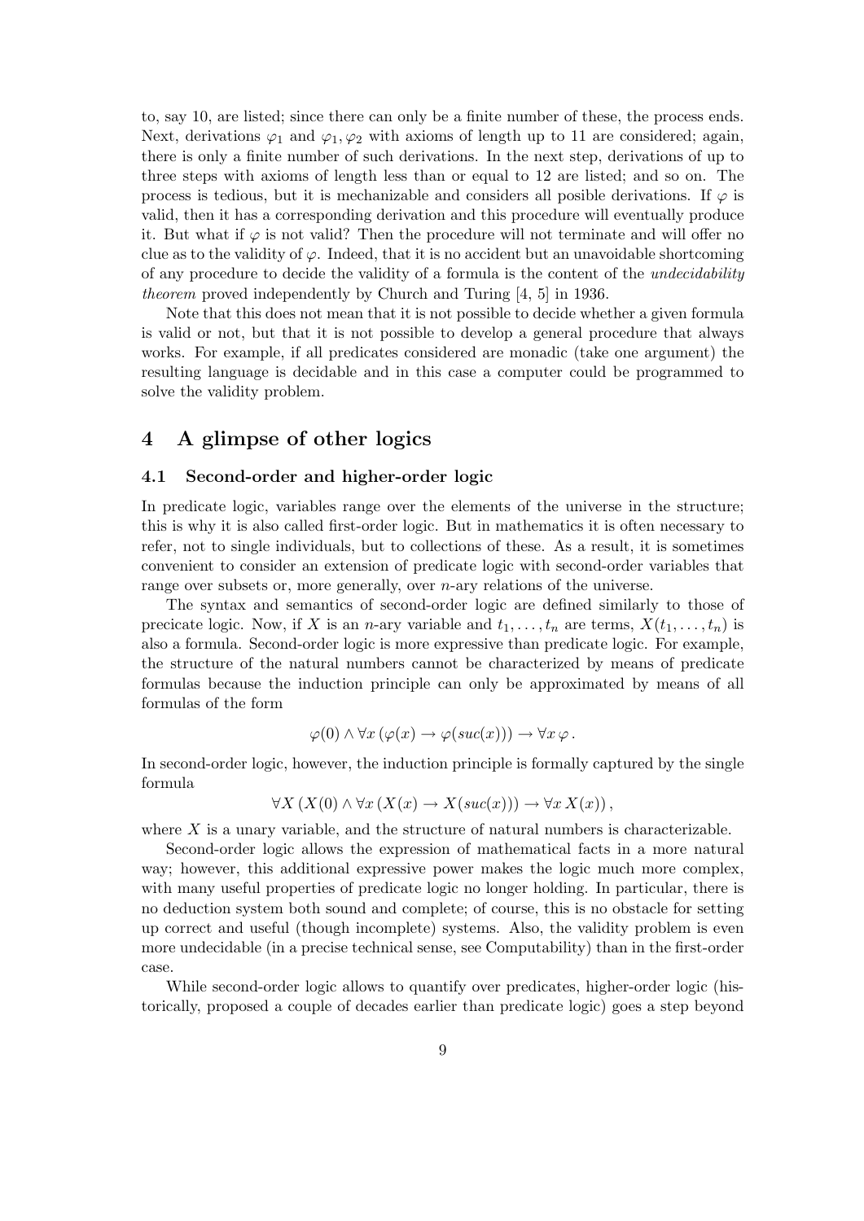to, say 10, are listed; since there can only be a finite number of these, the process ends. Next, derivations $\varphi_1$ and $\varphi_1, \varphi_2$ with axioms of length up to 11 are considered; again, there is only a finite number of such derivations. In the next step, derivations of up to three steps with axioms of length less than or equal to 12 are listed; and so on. The process is tedious, but it is mechanizable and considers all posible derivations. If $\varphi$ is valid, then it has a corresponding derivation and this procedure will eventually produce it. But what if $\varphi$ is not valid? Then the procedure will not terminate and will offer no clue as to the validity of $\varphi$. Indeed, that it is no accident but an unavoidable shortcoming of any procedure to decide the validity of a formula is the content of the *undecidability theorem* proved independently by Church and Turing [4, 5] in 1936.

Note that this does not mean that it is not possible to decide whether a given formula is valid or not, but that it is not possible to develop a general procedure that always works. For example, if all predicates considered are monadic (take one argument) the resulting language is decidable and in this case a computer could be programmed to solve the validity problem.

## 4 A glimpse of other logics

### 4.1 Second-order and higher-order logic

In predicate logic, variables range over the elements of the universe in the structure; this is why it is also called first-order logic. But in mathematics it is often necessary to refer, not to single individuals, but to collections of these. As a result, it is sometimes convenient to consider an extension of predicate logic with second-order variables that range over subsets or, more generally, over $n$-ary relations of the universe.

The syntax and semantics of second-order logic are defined similarly to those of precicate logic. Now, if $X$ is an $n$-ary variable and $t_1, \ldots, t_n$ are terms, $X(t_1, \ldots, t_n)$ is also a formula. Second-order logic is more expressive than predicate logic. For example, the structure of the natural numbers cannot be characterized by means of predicate formulas because the induction principle can only be approximated by means of all formulas of the form

$$\varphi(0) \wedge \forall x\, (\varphi(x) \rightarrow \varphi(suc(x))) \rightarrow \forall x\, \varphi\,.$$

In second-order logic, however, the induction principle is formally captured by the single formula

$$\forall X\, (X(0) \wedge \forall x\, (X(x) \rightarrow X(suc(x))) \rightarrow \forall x\, X(x))\,,$$

where $X$ is a unary variable, and the structure of natural numbers is characterizable.

Second-order logic allows the expression of mathematical facts in a more natural way; however, this additional expressive power makes the logic much more complex, with many useful properties of predicate logic no longer holding. In particular, there is no deduction system both sound and complete; of course, this is no obstacle for setting up correct and useful (though incomplete) systems. Also, the validity problem is even more undecidable (in a precise technical sense, see Computability) than in the first-order case.

While second-order logic allows to quantify over predicates, higher-order logic (historically, proposed a couple of decades earlier than predicate logic) goes a step beyond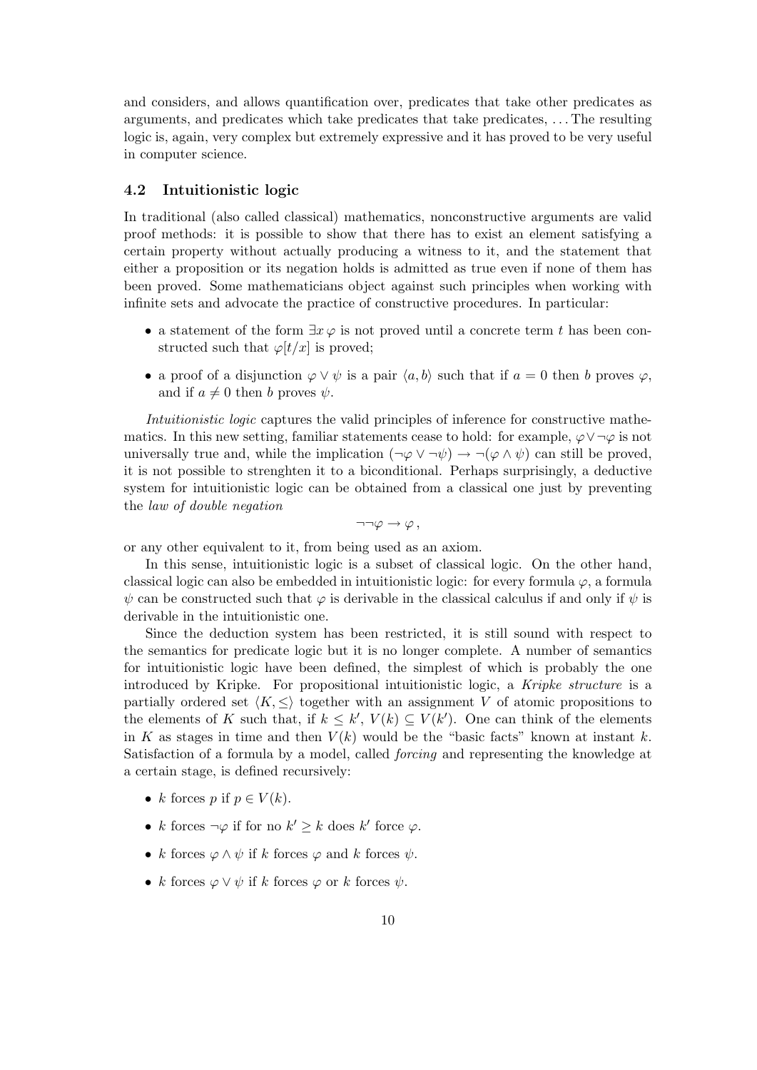and considers, and allows quantification over, predicates that take other predicates as arguments, and predicates which take predicates that take predicates, . . . The resulting logic is, again, very complex but extremely expressive and it has proved to be very useful in computer science.

### 4.2 Intuitionistic logic

In traditional (also called classical) mathematics, nonconstructive arguments are valid proof methods: it is possible to show that there has to exist an element satisfying a certain property without actually producing a witness to it, and the statement that either a proposition or its negation holds is admitted as true even if none of them has been proved. Some mathematicians object against such principles when working with infinite sets and advocate the practice of constructive procedures. In particular:

- a statement of the form $\exists x\, \varphi$ is not proved until a concrete term $t$ has been constructed such that $\varphi[t/x]$ is proved;
- a proof of a disjunction $\varphi \vee \psi$ is a pair $\langle a, b\rangle$ such that if $a = 0$ then $b$ proves $\varphi$, and if $a \neq 0$ then $b$ proves $\psi$.

*Intuitionistic logic* captures the valid principles of inference for constructive mathematics. In this new setting, familiar statements cease to hold: for example, $\varphi \vee \neg\varphi$ is not universally true and, while the implication $(\neg\varphi \vee \neg\psi) \rightarrow \neg(\varphi \wedge \psi)$ can still be proved, it is not possible to strenghten it to a biconditional. Perhaps surprisingly, a deductive system for intuitionistic logic can be obtained from a classical one just by preventing the *law of double negation*

$$\neg\neg\varphi \rightarrow \varphi\,,$$

or any other equivalent to it, from being used as an axiom.

In this sense, intuitionistic logic is a subset of classical logic. On the other hand, classical logic can also be embedded in intuitionistic logic: for every formula $\varphi$, a formula $\psi$ can be constructed such that $\varphi$ is derivable in the classical calculus if and only if $\psi$ is derivable in the intuitionistic one.

Since the deduction system has been restricted, it is still sound with respect to the semantics for predicate logic but it is no longer complete. A number of semantics for intuitionistic logic have been defined, the simplest of which is probably the one introduced by Kripke. For propositional intuitionistic logic, a *Kripke structure* is a partially ordered set $\langle K, \leq\rangle$ together with an assignment $V$ of atomic propositions to the elements of $K$ such that, if $k \leq k'$, $V(k) \subseteq V(k')$. One can think of the elements in $K$ as stages in time and then $V(k)$ would be the "basic facts" known at instant $k$. Satisfaction of a formula by a model, called *forcing* and representing the knowledge at a certain stage, is defined recursively:

- $k$ forces $p$ if $p \in V(k)$.
- $k$ forces $\neg\varphi$ if for no $k' \geq k$ does $k'$ force $\varphi$.
- $k$ forces $\varphi \wedge \psi$ if $k$ forces $\varphi$ and $k$ forces $\psi$.
- $k$ forces $\varphi \vee \psi$ if $k$ forces $\varphi$ or $k$ forces $\psi$.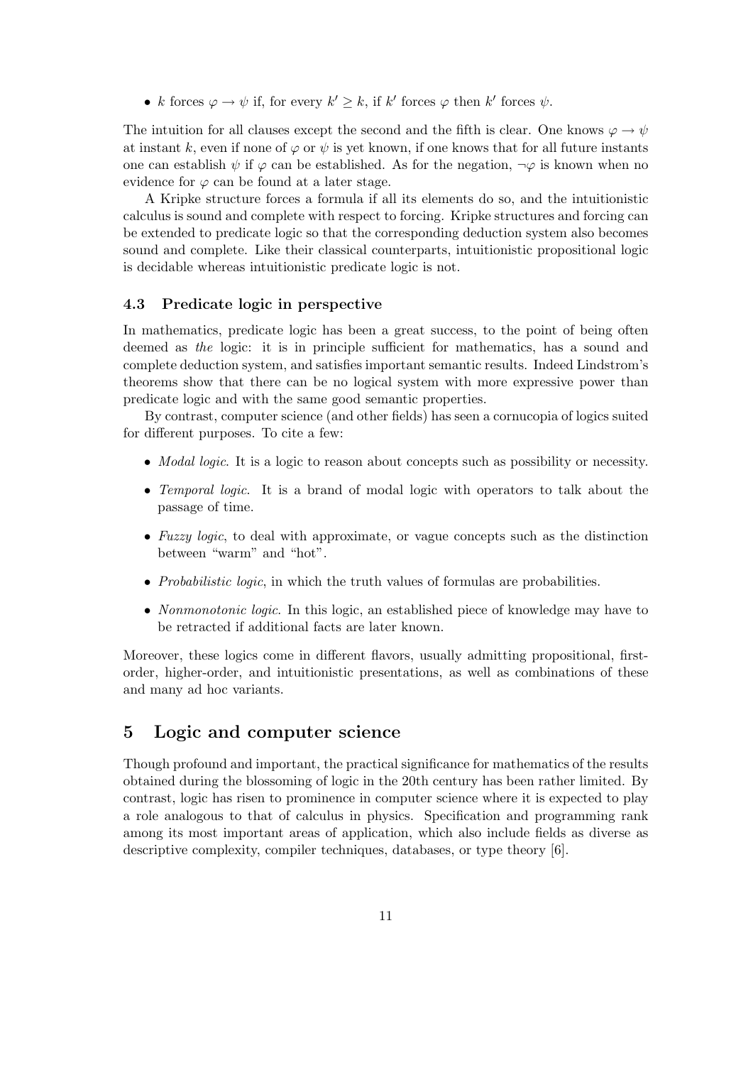- $k$ forces $\varphi \to \psi$ if, for every $k' \geq k$, if $k'$ forces $\varphi$ then $k'$ forces $\psi$.

The intuition for all clauses except the second and the fifth is clear. One knows $\varphi \to \psi$ at instant $k$, even if none of $\varphi$ or $\psi$ is yet known, if one knows that for all future instants one can establish $\psi$ if $\varphi$ can be established. As for the negation, $\neg\varphi$ is known when no evidence for $\varphi$ can be found at a later stage.

A Kripke structure forces a formula if all its elements do so, and the intuitionistic calculus is sound and complete with respect to forcing. Kripke structures and forcing can be extended to predicate logic so that the corresponding deduction system also becomes sound and complete. Like their classical counterparts, intuitionistic propositional logic is decidable whereas intuitionistic predicate logic is not.

### 4.3 Predicate logic in perspective

In mathematics, predicate logic has been a great success, to the point of being often deemed as *the* logic: it is in principle sufficient for mathematics, has a sound and complete deduction system, and satisfies important semantic results. Indeed Lindstrom's theorems show that there can be no logical system with more expressive power than predicate logic and with the same good semantic properties.

By contrast, computer science (and other fields) has seen a cornucopia of logics suited for different purposes. To cite a few:

- *Modal logic*. It is a logic to reason about concepts such as possibility or necessity.
- *Temporal logic*. It is a brand of modal logic with operators to talk about the passage of time.
- *Fuzzy logic*, to deal with approximate, or vague concepts such as the distinction between "warm" and "hot".
- *Probabilistic logic*, in which the truth values of formulas are probabilities.
- *Nonmonotonic logic*. In this logic, an established piece of knowledge may have to be retracted if additional facts are later known.

Moreover, these logics come in different flavors, usually admitting propositional, first-order, higher-order, and intuitionistic presentations, as well as combinations of these and many ad hoc variants.

## 5 Logic and computer science

Though profound and important, the practical significance for mathematics of the results obtained during the blossoming of logic in the 20th century has been rather limited. By contrast, logic has risen to prominence in computer science where it is expected to play a role analogous to that of calculus in physics. Specification and programming rank among its most important areas of application, which also include fields as diverse as descriptive complexity, compiler techniques, databases, or type theory [6].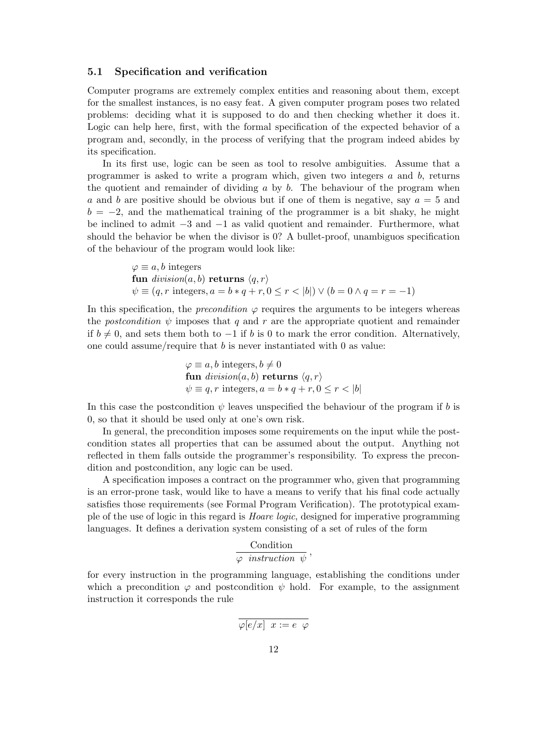### 5.1 Specification and verification

Computer programs are extremely complex entities and reasoning about them, except for the smallest instances, is no easy feat. A given computer program poses two related problems: deciding what it is supposed to do and then checking whether it does it. Logic can help here, first, with the formal specification of the expected behavior of a program and, secondly, in the process of verifying that the program indeed abides by its specification.

In its first use, logic can be seen as tool to resolve ambiguities. Assume that a programmer is asked to write a program which, given two integers $a$ and $b$, returns the quotient and remainder of dividing $a$ by $b$. The behaviour of the program when $a$ and $b$ are positive should be obvious but if one of them is negative, say $a = 5$ and $b = -2$, and the mathematical training of the programmer is a bit shaky, he might be inclined to admit $-3$ and $-1$ as valid quotient and remainder. Furthermore, what should the behavior be when the divisor is 0? A bullet-proof, unambiguos specification of the behaviour of the program would look like:

$$
\begin{array}{l}
\varphi \equiv a, b \text{ integers} \\
\textbf{fun } \textit{division}(a, b) \textbf{ returns } \langle q, r \rangle \\
\psi \equiv (q, r \text{ integers}, a = b * q + r, 0 \leq r < |b|) \vee (b = 0 \wedge q = r = -1)
\end{array}
$$

In this specification, the *precondition* $\varphi$ requires the arguments to be integers whereas the *postcondition* $\psi$ imposes that $q$ and $r$ are the appropriate quotient and remainder if $b \neq 0$, and sets them both to $-1$ if $b$ is 0 to mark the error condition. Alternatively, one could assume/require that $b$ is never instantiated with 0 as value:

$$
\begin{array}{l}
\varphi \equiv a, b \text{ integers}, b \neq 0 \\
\textbf{fun } \textit{division}(a, b) \textbf{ returns } \langle q, r \rangle \\
\psi \equiv q, r \text{ integers}, a = b * q + r, 0 \leq r < |b|
\end{array}
$$

In this case the postcondition $\psi$ leaves unspecified the behaviour of the program if $b$ is 0, so that it should be used only at one's own risk.

In general, the precondition imposes some requirements on the input while the postcondition states all properties that can be assumed about the output. Anything not reflected in them falls outside the programmer's responsibility. To express the precondition and postcondition, any logic can be used.

A specification imposes a contract on the programmer who, given that programming is an error-prone task, would like to have a means to verify that his final code actually satisfies those requirements (see Formal Program Verification). The prototypical example of the use of logic in this regard is *Hoare logic*, designed for imperative programming languages. It defines a derivation system consisting of a set of rules of the form

$$
\frac{\text{Condition}}{\varphi \ \ \textit{instruction} \ \ \psi},
$$

for every instruction in the programming language, establishing the conditions under which a precondition $\varphi$ and postcondition $\psi$ hold. For example, to the assignment instruction it corresponds the rule

$$
\frac{}{\varphi[e/x] \ \ x := e \ \ \varphi}
$$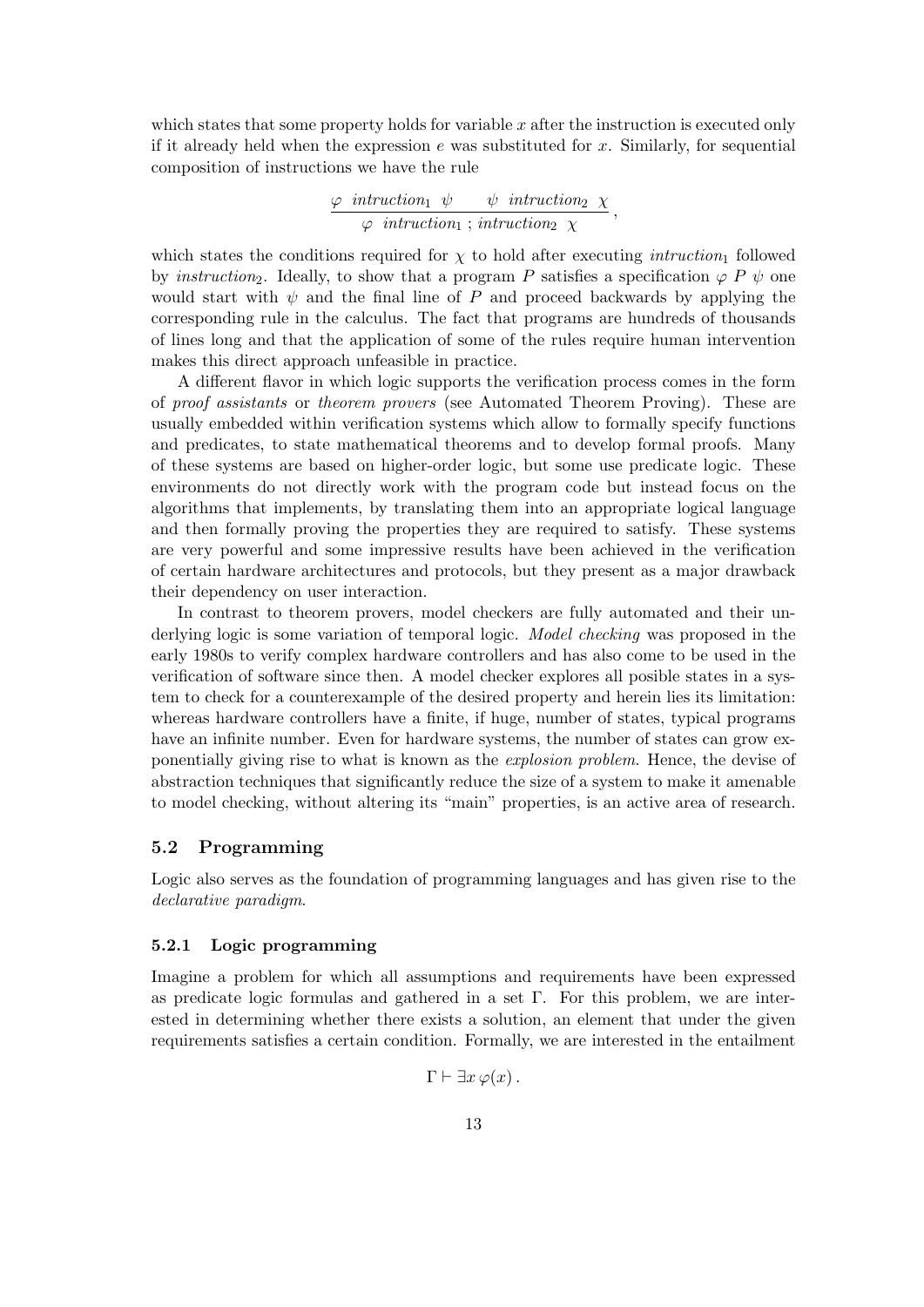which states that some property holds for variable $x$ after the instruction is executed only if it already held when the expression $e$ was substituted for $x$. Similarly, for sequential composition of instructions we have the rule

$$\frac{\varphi \;\; \textit{intruction}_1 \;\; \psi \qquad \psi \;\; \textit{intruction}_2 \;\; \chi}{\varphi \;\; \textit{intruction}_1 \; ; \textit{intruction}_2 \;\; \chi}\,,$$

which states the conditions required for $\chi$ to hold after executing $\textit{intruction}_1$ followed by $\textit{instruction}_2$. Ideally, to show that a program $P$ satisfies a specification $\varphi\ P\ \psi$ one would start with $\psi$ and the final line of $P$ and proceed backwards by applying the corresponding rule in the calculus. The fact that programs are hundreds of thousands of lines long and that the application of some of the rules require human intervention makes this direct approach unfeasible in practice.

A different flavor in which logic supports the verification process comes in the form of *proof assistants* or *theorem provers* (see Automated Theorem Proving). These are usually embedded within verification systems which allow to formally specify functions and predicates, to state mathematical theorems and to develop formal proofs. Many of these systems are based on higher-order logic, but some use predicate logic. These environments do not directly work with the program code but instead focus on the algorithms that implements, by translating them into an appropriate logical language and then formally proving the properties they are required to satisfy. These systems are very powerful and some impressive results have been achieved in the verification of certain hardware architectures and protocols, but they present as a major drawback their dependency on user interaction.

In contrast to theorem provers, model checkers are fully automated and their underlying logic is some variation of temporal logic. *Model checking* was proposed in the early 1980s to verify complex hardware controllers and has also come to be used in the verification of software since then. A model checker explores all posible states in a system to check for a counterexample of the desired property and herein lies its limitation: whereas hardware controllers have a finite, if huge, number of states, typical programs have an infinite number. Even for hardware systems, the number of states can grow exponentially giving rise to what is known as the *explosion problem*. Hence, the devise of abstraction techniques that significantly reduce the size of a system to make it amenable to model checking, without altering its "main" properties, is an active area of research.

### 5.2 Programming

Logic also serves as the foundation of programming languages and has given rise to the *declarative paradigm*.

#### 5.2.1 Logic programming

Imagine a problem for which all assumptions and requirements have been expressed as predicate logic formulas and gathered in a set $\Gamma$. For this problem, we are interested in determining whether there exists a solution, an element that under the given requirements satisfies a certain condition. Formally, we are interested in the entailment

$$\Gamma \vdash \exists x\, \varphi(x)\,.$$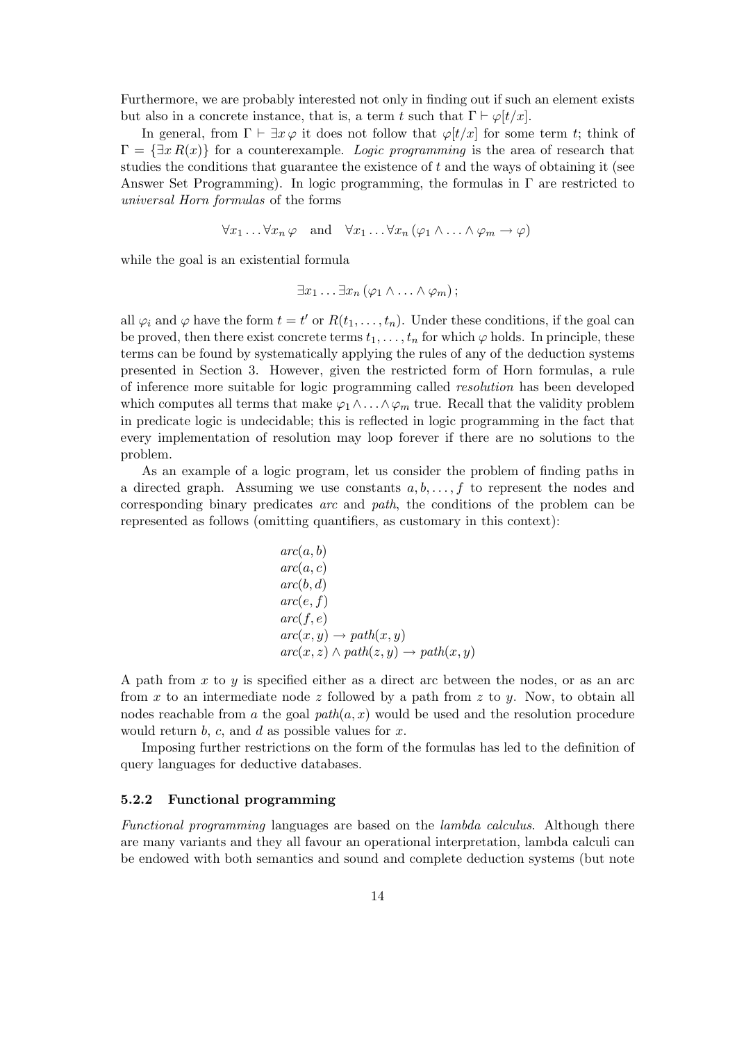Furthermore, we are probably interested not only in finding out if such an element exists but also in a concrete instance, that is, a term $t$ such that $\Gamma \vdash \varphi[t/x]$.

In general, from $\Gamma \vdash \exists x\, \varphi$ it does not follow that $\varphi[t/x]$ for some term $t$; think of $\Gamma = \{\exists x\, R(x)\}$ for a counterexample. *Logic programming* is the area of research that studies the conditions that guarantee the existence of $t$ and the ways of obtaining it (see Answer Set Programming). In logic programming, the formulas in $\Gamma$ are restricted to *universal Horn formulas* of the forms

$$\forall x_1 \ldots \forall x_n\, \varphi \quad \text{and} \quad \forall x_1 \ldots \forall x_n\, (\varphi_1 \wedge \ldots \wedge \varphi_m \rightarrow \varphi)$$

while the goal is an existential formula

$$\exists x_1 \ldots \exists x_n\, (\varphi_1 \wedge \ldots \wedge \varphi_m)\,;$$

all $\varphi_i$ and $\varphi$ have the form $t = t'$ or $R(t_1, \ldots, t_n)$. Under these conditions, if the goal can be proved, then there exist concrete terms $t_1, \ldots, t_n$ for which $\varphi$ holds. In principle, these terms can be found by systematically applying the rules of any of the deduction systems presented in Section 3. However, given the restricted form of Horn formulas, a rule of inference more suitable for logic programming called *resolution* has been developed which computes all terms that make $\varphi_1 \wedge \ldots \wedge \varphi_m$ true. Recall that the validity problem in predicate logic is undecidable; this is reflected in logic programming in the fact that every implementation of resolution may loop forever if there are no solutions to the problem.

As an example of a logic program, let us consider the problem of finding paths in a directed graph. Assuming we use constants $a, b, \ldots, f$ to represent the nodes and corresponding binary predicates *arc* and *path*, the conditions of the problem can be represented as follows (omitting quantifiers, as customary in this context):

$$\begin{array}{l}
arc(a, b) \\
arc(a, c) \\
arc(b, d) \\
arc(e, f) \\
arc(f, e) \\
arc(x, y) \rightarrow path(x, y) \\
arc(x, z) \wedge path(z, y) \rightarrow path(x, y)
\end{array}$$

A path from $x$ to $y$ is specified either as a direct arc between the nodes, or as an arc from $x$ to an intermediate node $z$ followed by a path from $z$ to $y$. Now, to obtain all nodes reachable from $a$ the goal $path(a, x)$ would be used and the resolution procedure would return $b$, $c$, and $d$ as possible values for $x$.

Imposing further restrictions on the form of the formulas has led to the definition of query languages for deductive databases.

### 5.2.2 Functional programming

*Functional programming* languages are based on the *lambda calculus*. Although there are many variants and they all favour an operational interpretation, lambda calculi can be endowed with both semantics and sound and complete deduction systems (but note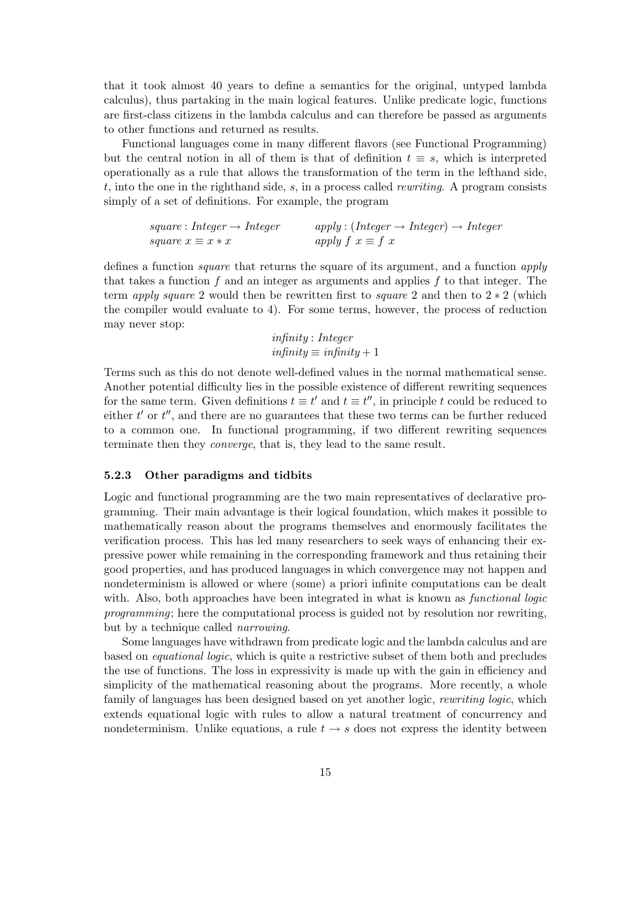that it took almost 40 years to define a semantics for the original, untyped lambda calculus), thus partaking in the main logical features. Unlike predicate logic, functions are first-class citizens in the lambda calculus and can therefore be passed as arguments to other functions and returned as results.

Functional languages come in many different flavors (see Functional Programming) but the central notion in all of them is that of definition $t \equiv s$, which is interpreted operationally as a rule that allows the transformation of the term in the lefthand side, $t$, into the one in the righthand side, $s$, in a process called *rewriting*. A program consists simply of a set of definitions. For example, the program

$$\begin{array}{ll} \mathit{square} : \mathit{Integer} \rightarrow \mathit{Integer} & \qquad \mathit{apply} : (\mathit{Integer} \rightarrow \mathit{Integer}) \rightarrow \mathit{Integer} \\ \mathit{square}\ x \equiv x * x & \qquad \mathit{apply}\ f\ x \equiv f\ x \end{array}$$

defines a function *square* that returns the square of its argument, and a function *apply* that takes a function $f$ and an integer as arguments and applies $f$ to that integer. The term *apply square* 2 would then be rewritten first to *square* 2 and then to $2 * 2$ (which the compiler would evaluate to 4). For some terms, however, the process of reduction may never stop:

$$\begin{array}{l} \mathit{infinity} : \mathit{Integer} \\ \mathit{infinity} \equiv \mathit{infinity} + 1 \end{array}$$

Terms such as this do not denote well-defined values in the normal mathematical sense. Another potential difficulty lies in the possible existence of different rewriting sequences for the same term. Given definitions $t \equiv t'$ and $t \equiv t''$, in principle $t$ could be reduced to either $t'$ or $t''$, and there are no guarantees that these two terms can be further reduced to a common one. In functional programming, if two different rewriting sequences terminate then they *converge*, that is, they lead to the same result.

### 5.2.3 Other paradigms and tidbits

Logic and functional programming are the two main representatives of declarative programming. Their main advantage is their logical foundation, which makes it possible to mathematically reason about the programs themselves and enormously facilitates the verification process. This has led many researchers to seek ways of enhancing their expressive power while remaining in the corresponding framework and thus retaining their good properties, and has produced languages in which convergence may not happen and nondeterminism is allowed or where (some) a priori infinite computations can be dealt with. Also, both approaches have been integrated in what is known as *functional logic programming*; here the computational process is guided not by resolution nor rewriting, but by a technique called *narrowing*.

Some languages have withdrawn from predicate logic and the lambda calculus and are based on *equational logic*, which is quite a restrictive subset of them both and precludes the use of functions. The loss in expressivity is made up with the gain in efficiency and simplicity of the mathematical reasoning about the programs. More recently, a whole family of languages has been designed based on yet another logic, *rewriting logic*, which extends equational logic with rules to allow a natural treatment of concurrency and nondeterminism. Unlike equations, a rule $t \rightarrow s$ does not express the identity between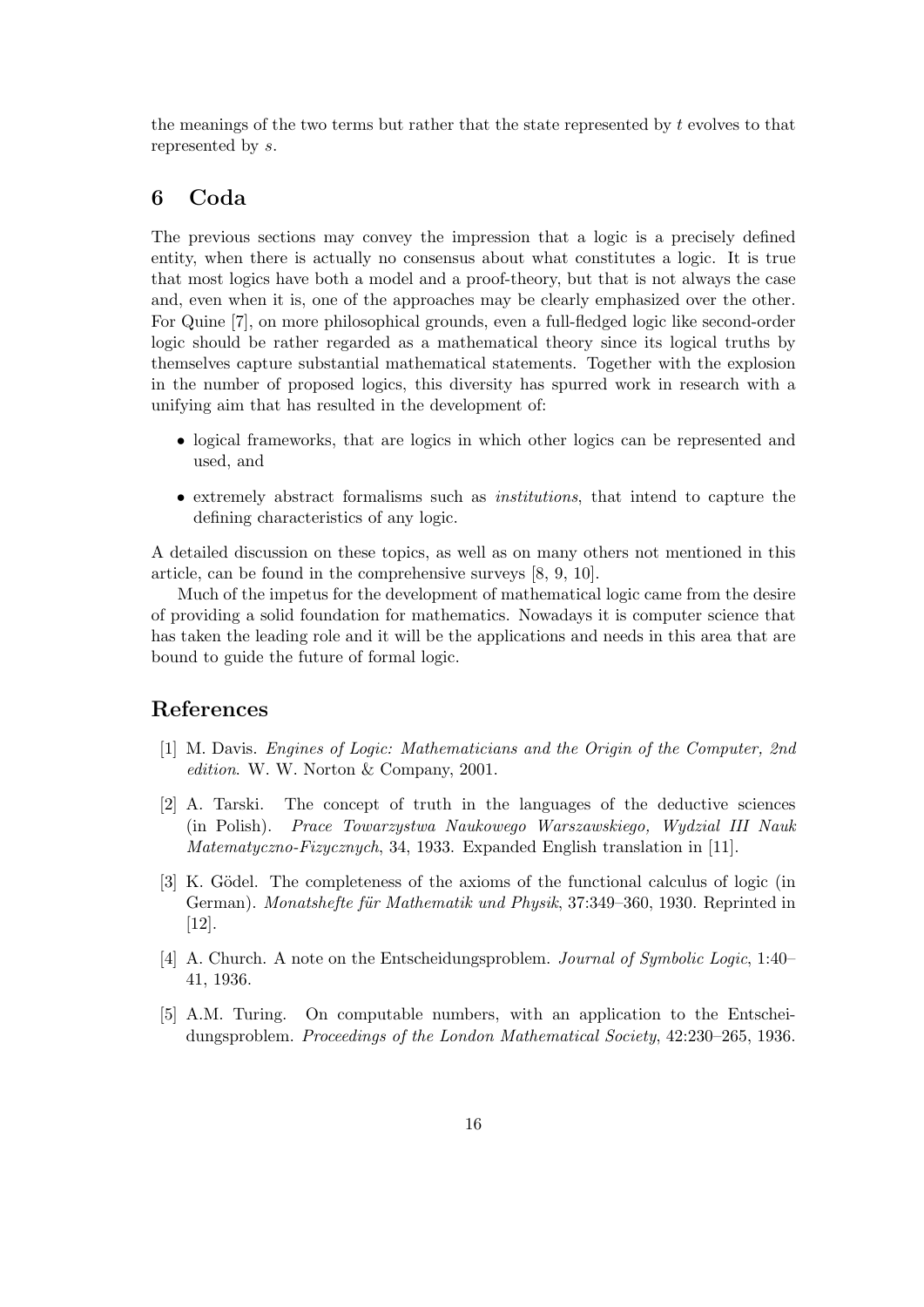the meanings of the two terms but rather that the state represented by $t$ evolves to that represented by $s$.

## 6 Coda

The previous sections may convey the impression that a logic is a precisely defined entity, when there is actually no consensus about what constitutes a logic. It is true that most logics have both a model and a proof-theory, but that is not always the case and, even when it is, one of the approaches may be clearly emphasized over the other. For Quine [7], on more philosophical grounds, even a full-fledged logic like second-order logic should be rather regarded as a mathematical theory since its logical truths by themselves capture substantial mathematical statements. Together with the explosion in the number of proposed logics, this diversity has spurred work in research with a unifying aim that has resulted in the development of:

- logical frameworks, that are logics in which other logics can be represented and used, and
- extremely abstract formalisms such as *institutions*, that intend to capture the defining characteristics of any logic.

A detailed discussion on these topics, as well as on many others not mentioned in this article, can be found in the comprehensive surveys [8, 9, 10].

Much of the impetus for the development of mathematical logic came from the desire of providing a solid foundation for mathematics. Nowadays it is computer science that has taken the leading role and it will be the applications and needs in this area that are bound to guide the future of formal logic.

## References

[1] M. Davis. *Engines of Logic: Mathematicians and the Origin of the Computer, 2nd edition*. W. W. Norton & Company, 2001.

[2] A. Tarski. The concept of truth in the languages of the deductive sciences (in Polish). *Prace Towarzystwa Naukowego Warszawskiego, Wydzial III Nauk Matematyczno-Fizycznych*, 34, 1933. Expanded English translation in [11].

[3] K. Gödel. The completeness of the axioms of the functional calculus of logic (in German). *Monatshefte für Mathematik und Physik*, 37:349–360, 1930. Reprinted in [12].

[4] A. Church. A note on the Entscheidungsproblem. *Journal of Symbolic Logic*, 1:40–41, 1936.

[5] A.M. Turing. On computable numbers, with an application to the Entscheidungsproblem. *Proceedings of the London Mathematical Society*, 42:230–265, 1936.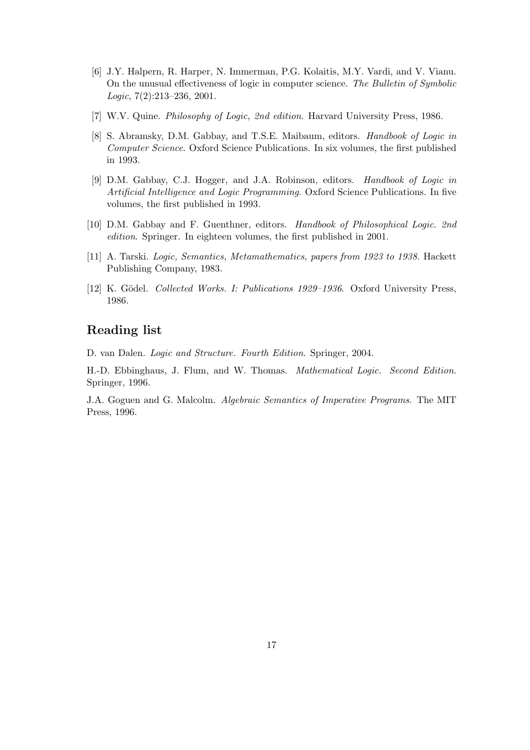[6] J.Y. Halpern, R. Harper, N. Immerman, P.G. Kolaitis, M.Y. Vardi, and V. Vianu. On the unusual effectiveness of logic in computer science. *The Bulletin of Symbolic Logic*, 7(2):213–236, 2001.

[7] W.V. Quine. *Philosophy of Logic, 2nd edition*. Harvard University Press, 1986.

[8] S. Abramsky, D.M. Gabbay, and T.S.E. Maibaum, editors. *Handbook of Logic in Computer Science*. Oxford Science Publications. In six volumes, the first published in 1993.

[9] D.M. Gabbay, C.J. Hogger, and J.A. Robinson, editors. *Handbook of Logic in Artificial Intelligence and Logic Programming*. Oxford Science Publications. In five volumes, the first published in 1993.

[10] D.M. Gabbay and F. Guenthner, editors. *Handbook of Philosophical Logic. 2nd edition*. Springer. In eighteen volumes, the first published in 2001.

[11] A. Tarski. *Logic, Semantics, Metamathematics, papers from 1923 to 1938*. Hackett Publishing Company, 1983.

[12] K. Gödel. *Collected Works. I: Publications 1929–1936*. Oxford University Press, 1986.

## Reading list

D. van Dalen. *Logic and Structure. Fourth Edition*. Springer, 2004.

H.-D. Ebbinghaus, J. Flum, and W. Thomas. *Mathematical Logic. Second Edition*. Springer, 1996.

J.A. Goguen and G. Malcolm. *Algebraic Semantics of Imperative Programs*. The MIT Press, 1996.